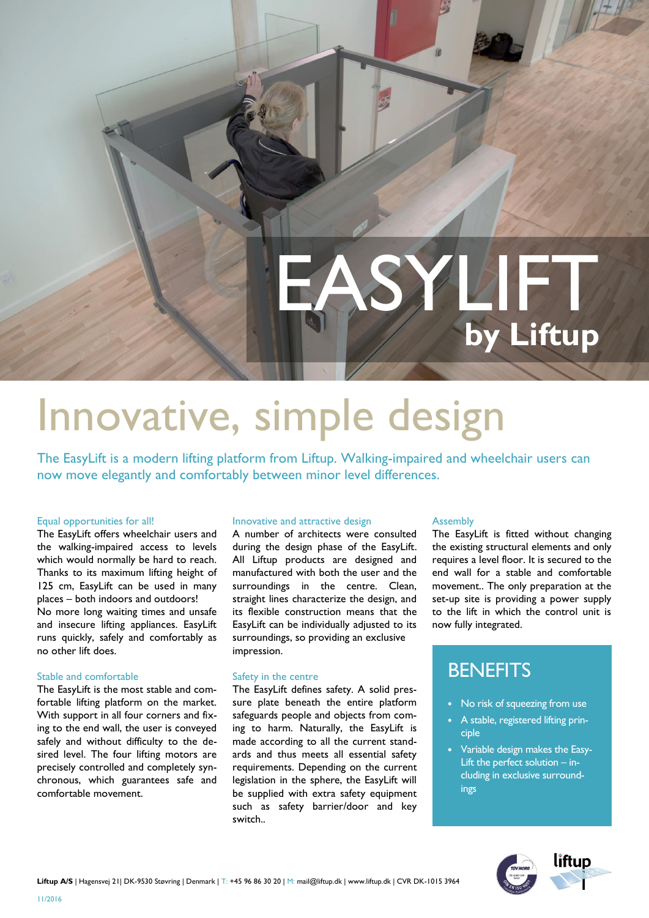# EASYLIFT by Liftup

# Innovative, simple design

The EasyLift is a modern lifting platform from Liftup. Walking-impaired and wheelchair users can now move elegantly and comfortably between minor level differences.

### Equal opportunities for all!

The EasyLift offers wheelchair users and the walking-impaired access to levels which would normally be hard to reach. Thanks to its maximum lifting height of 125 cm, EasyLift can be used in many places – both indoors and outdoors!
No more long waiting times and unsafe and insecure lifting appliances. EasyLift runs quickly, safely and comfortably as no other lift does.

### Stable and comfortable

The EasyLift is the most stable and comfortable lifting platform on the market. With support in all four corners and fixing to the end wall, the user is conveyed safely and without difficulty to the desired level. The four lifting motors are precisely controlled and completely synchronous, which guarantees safe and comfortable movement.

### Innovative and attractive design

A number of architects were consulted during the design phase of the EasyLift. All Liftup products are designed and manufactured with both the user and the surroundings in the centre. Clean, straight lines characterize the design, and its flexible construction means that the EasyLift can be individually adjusted to its surroundings, so providing an exclusive impression.

### Safety in the centre

The EasyLift defines safety. A solid pressure plate beneath the entire platform safeguards people and objects from coming to harm. Naturally, the EasyLift is made according to all the current standards and thus meets all essential safety requirements. Depending on the current legislation in the sphere, the EasyLift will be supplied with extra safety equipment such as safety barrier/door and key switch..

### Assembly

The EasyLift is fitted without changing the existing structural elements and only requires a level floor. It is secured to the end wall for a stable and comfortable movement.. The only preparation at the set-up site is providing a power supply to the lift in which the control unit is now fully integrated.

## BENEFITS

- No risk of squeezing from use
- A stable, registered lifting principle
- Variable design makes the EasyLift the perfect solution – including in exclusive surroundings

**Liftup A/S** | Hagensvej 21| DK-9530 Støvring | Denmark | T: +45 96 86 30 20 | M: mail@liftup.dk | www.liftup.dk | CVR DK-1015 3964

11/2016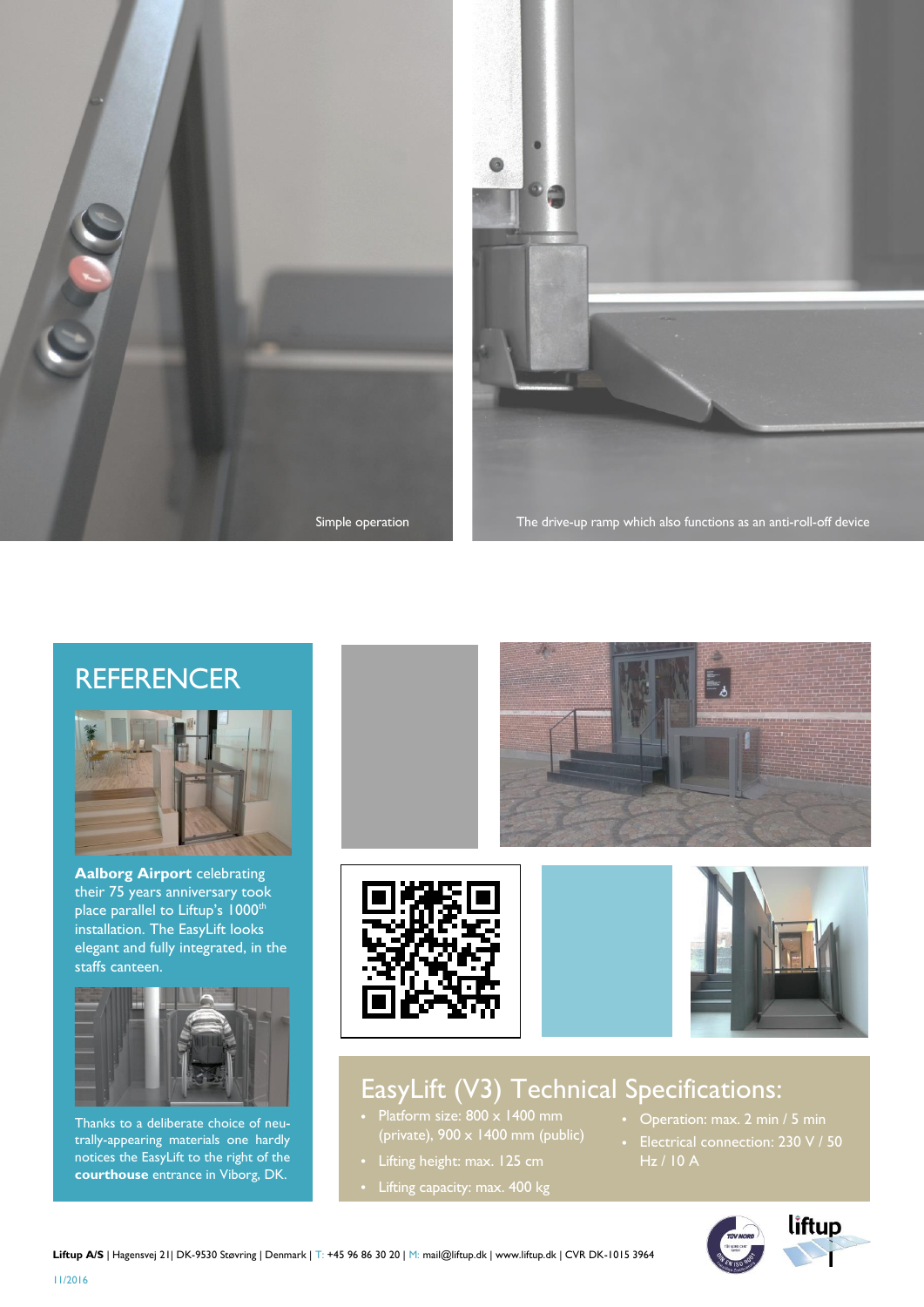Simple operation

The drive-up ramp which also functions as an anti-roll-off device

## REFERENCER

**Aalborg Airport** celebrating their 75 years anniversary took place parallel to Liftup's 1000th installation. The EasyLift looks elegant and fully integrated, in the staffs canteen.

Thanks to a deliberate choice of neutrally-appearing materials one hardly notices the EasyLift to the right of the **courthouse** entrance in Viborg, DK.

## EasyLift (V3) Technical Specifications:

- Platform size: 800 x 1400 mm (private), 900 x 1400 mm (public)
- Lifting height: max. 125 cm
- Lifting capacity: max. 400 kg
- Operation: max. 2 min / 5 min
- Electrical connection: 230 V / 50 Hz / 10 A

**Liftup A/S** | Hagensvej 21| DK-9530 Støvring | Denmark | T: +45 96 86 30 20 | M: mail@liftup.dk | www.liftup.dk | CVR DK-1015 3964

11/2016